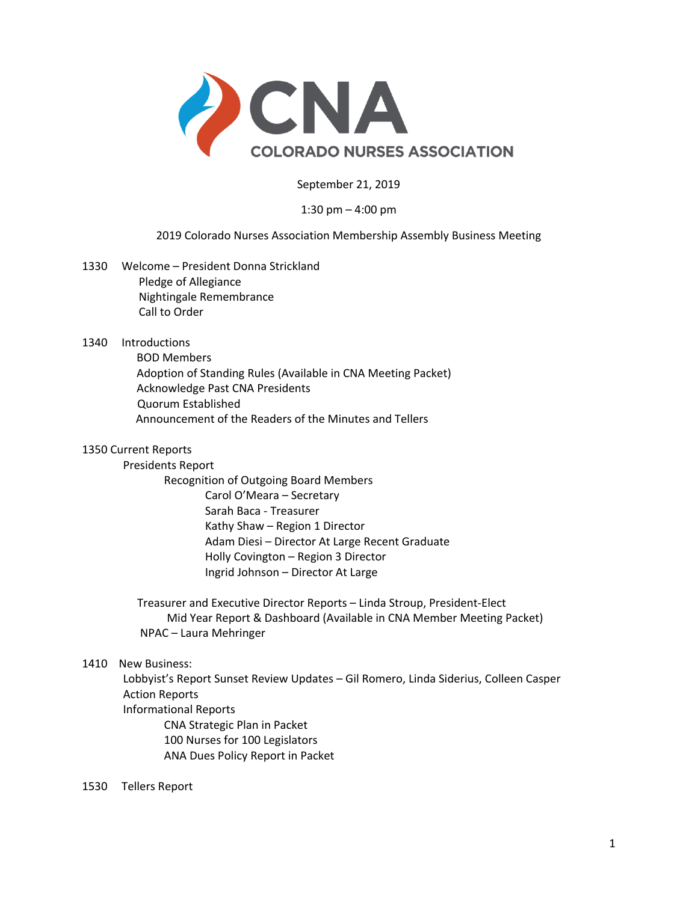# CNA

## COLORADO NURSES ASSOCIATION

September 21, 2019

1:30 pm – 4:00 pm

2019 Colorado Nurses Association Membership Assembly Business Meeting

1330 Welcome – President Donna Strickland

- Pledge of Allegiance
- Nightingale Remembrance
- Call to Order

1340 Introductions

- BOD Members
- Adoption of Standing Rules (Available in CNA Meeting Packet)
- Acknowledge Past CNA Presidents
- Quorum Established
- Announcement of the Readers of the Minutes and Tellers

1350 Current Reports

- Presidents Report
  - Recognition of Outgoing Board Members
    - Carol O'Meara – Secretary
    - Sarah Baca - Treasurer
    - Kathy Shaw – Region 1 Director
    - Adam Diesi – Director At Large Recent Graduate
    - Holly Covington – Region 3 Director
    - Ingrid Johnson – Director At Large
- Treasurer and Executive Director Reports – Linda Stroup, President-Elect
  - Mid Year Report & Dashboard (Available in CNA Member Meeting Packet)
- NPAC – Laura Mehringer

1410 New Business:

- Lobbyist's Report Sunset Review Updates – Gil Romero, Linda Siderius, Colleen Casper
- Action Reports
- Informational Reports
  - CNA Strategic Plan in Packet
  - 100 Nurses for 100 Legislators
  - ANA Dues Policy Report in Packet

1530 Tellers Report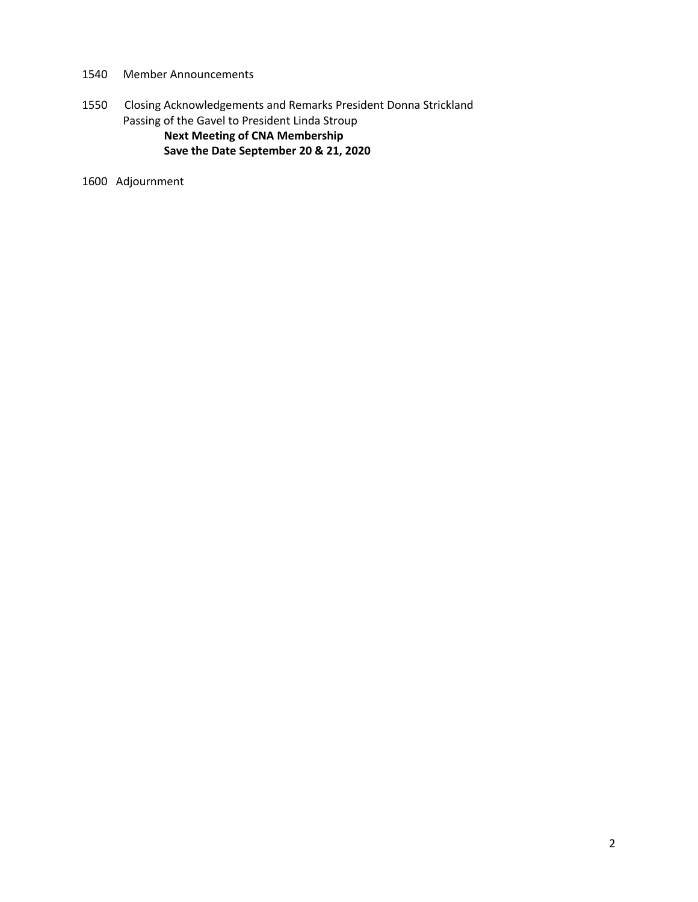1540 Member Announcements

1550 Closing Acknowledgements and Remarks President Donna Strickland
Passing of the Gavel to President Linda Stroup
**Next Meeting of CNA Membership**
**Save the Date September 20 & 21, 2020**

1600 Adjournment